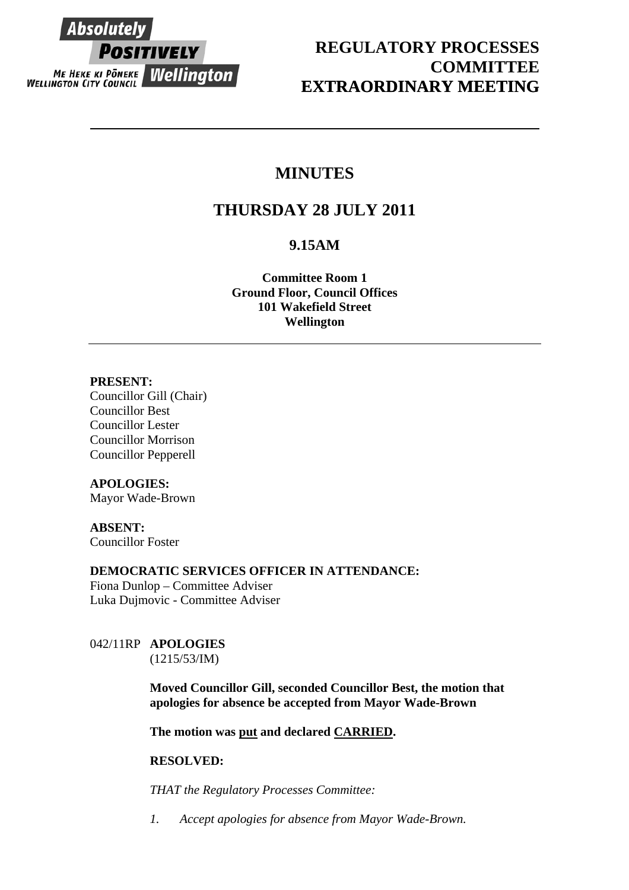Absolutely **POSITIVELY** Wellington
ME HEKE KI PŌNEKE
WELLINGTON CITY COUNCIL

# REGULATORY PROCESSES COMMITTEE EXTRAORDINARY MEETING

## MINUTES

## THURSDAY 28 JULY 2011

### 9.15AM

**Committee Room 1**
**Ground Floor, Council Offices**
**101 Wakefield Street**
**Wellington**

---

**PRESENT:**
Councillor Gill (Chair)
Councillor Best
Councillor Lester
Councillor Morrison
Councillor Pepperell

**APOLOGIES:**
Mayor Wade-Brown

**ABSENT:**
Councillor Foster

**DEMOCRATIC SERVICES OFFICER IN ATTENDANCE:**
Fiona Dunlop – Committee Adviser
Luka Dujmovic - Committee Adviser

042/11RP **APOLOGIES**
(1215/53/IM)

**Moved Councillor Gill, seconded Councillor Best, the motion that apologies for absence be accepted from Mayor Wade-Brown**

**The motion was put and declared CARRIED.**

**RESOLVED:**

*THAT the Regulatory Processes Committee:*

1. *Accept apologies for absence from Mayor Wade-Brown.*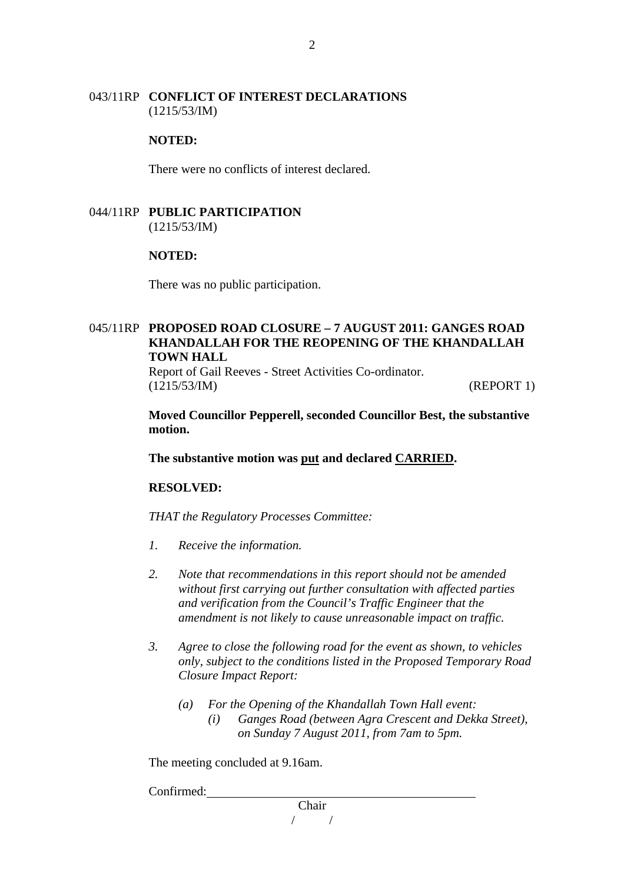043/11RP **CONFLICT OF INTEREST DECLARATIONS**
(1215/53/IM)

**NOTED:**

There were no conflicts of interest declared.

044/11RP **PUBLIC PARTICIPATION**
(1215/53/IM)

**NOTED:**

There was no public participation.

045/11RP **PROPOSED ROAD CLOSURE – 7 AUGUST 2011: GANGES ROAD KHANDALLAH FOR THE REOPENING OF THE KHANDALLAH TOWN HALL**
Report of Gail Reeves - Street Activities Co-ordinator.
(1215/53/IM) (REPORT 1)

**Moved Councillor Pepperell, seconded Councillor Best, the substantive motion.**

**The substantive motion was put and declared CARRIED.**

**RESOLVED:**

*THAT the Regulatory Processes Committee:*

1. *Receive the information.*

2. *Note that recommendations in this report should not be amended without first carrying out further consultation with affected parties and verification from the Council's Traffic Engineer that the amendment is not likely to cause unreasonable impact on traffic.*

3. *Agree to close the following road for the event as shown, to vehicles only, subject to the conditions listed in the Proposed Temporary Road Closure Impact Report:*

   (a) *For the Opening of the Khandallah Town Hall event:*
      (i) *Ganges Road (between Agra Crescent and Dekka Street), on Sunday 7 August 2011, from 7am to 5pm.*

The meeting concluded at 9.16am.

Confirmed: ____________________________________
Chair
/ /